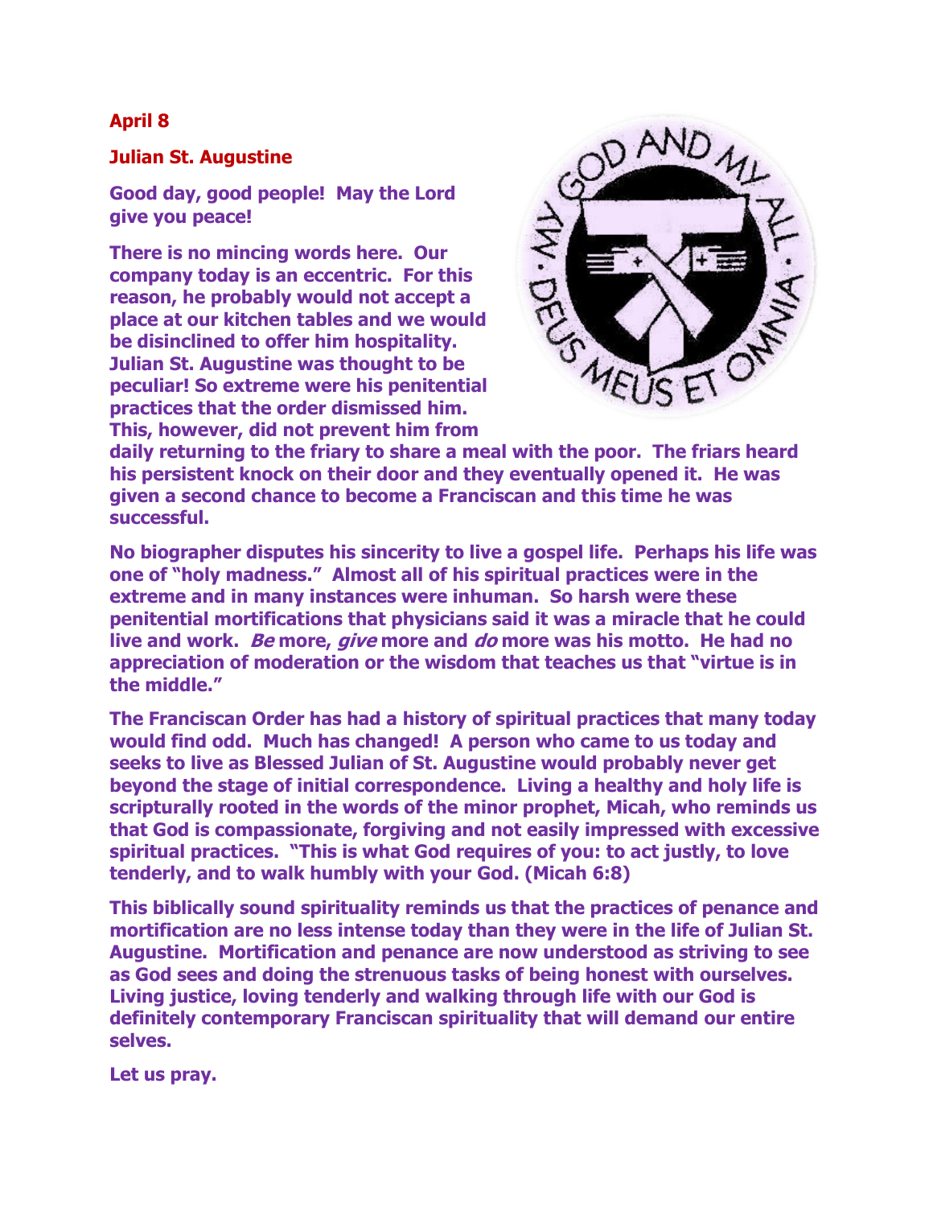**April 8**

**Julian St. Augustine**

**Good day, good people! May the Lord give you peace!**

**There is no mincing words here. Our company today is an eccentric. For this reason, he probably would not accept a place at our kitchen tables and we would be disinclined to offer him hospitality. Julian St. Augustine was thought to be peculiar! So extreme were his penitential practices that the order dismissed him. This, however, did not prevent him from daily returning to the friary to share a meal with the poor. The friars heard his persistent knock on their door and they eventually opened it. He was given a second chance to become a Franciscan and this time he was successful.**

**No biographer disputes his sincerity to live a gospel life. Perhaps his life was one of "holy madness." Almost all of his spiritual practices were in the extreme and in many instances were inhuman. So harsh were these penitential mortifications that physicians said it was a miracle that he could live and work. *Be* more, *give* more and *do* more was his motto. He had no appreciation of moderation or the wisdom that teaches us that "virtue is in the middle."**

**The Franciscan Order has had a history of spiritual practices that many today would find odd. Much has changed! A person who came to us today and seeks to live as Blessed Julian of St. Augustine would probably never get beyond the stage of initial correspondence. Living a healthy and holy life is scripturally rooted in the words of the minor prophet, Micah, who reminds us that God is compassionate, forgiving and not easily impressed with excessive spiritual practices. "This is what God requires of you: to act justly, to love tenderly, and to walk humbly with your God. (Micah 6:8)**

**This biblically sound spirituality reminds us that the practices of penance and mortification are no less intense today than they were in the life of Julian St. Augustine. Mortification and penance are now understood as striving to see as God sees and doing the strenuous tasks of being honest with ourselves. Living justice, loving tenderly and walking through life with our God is definitely contemporary Franciscan spirituality that will demand our entire selves.**

**Let us pray.**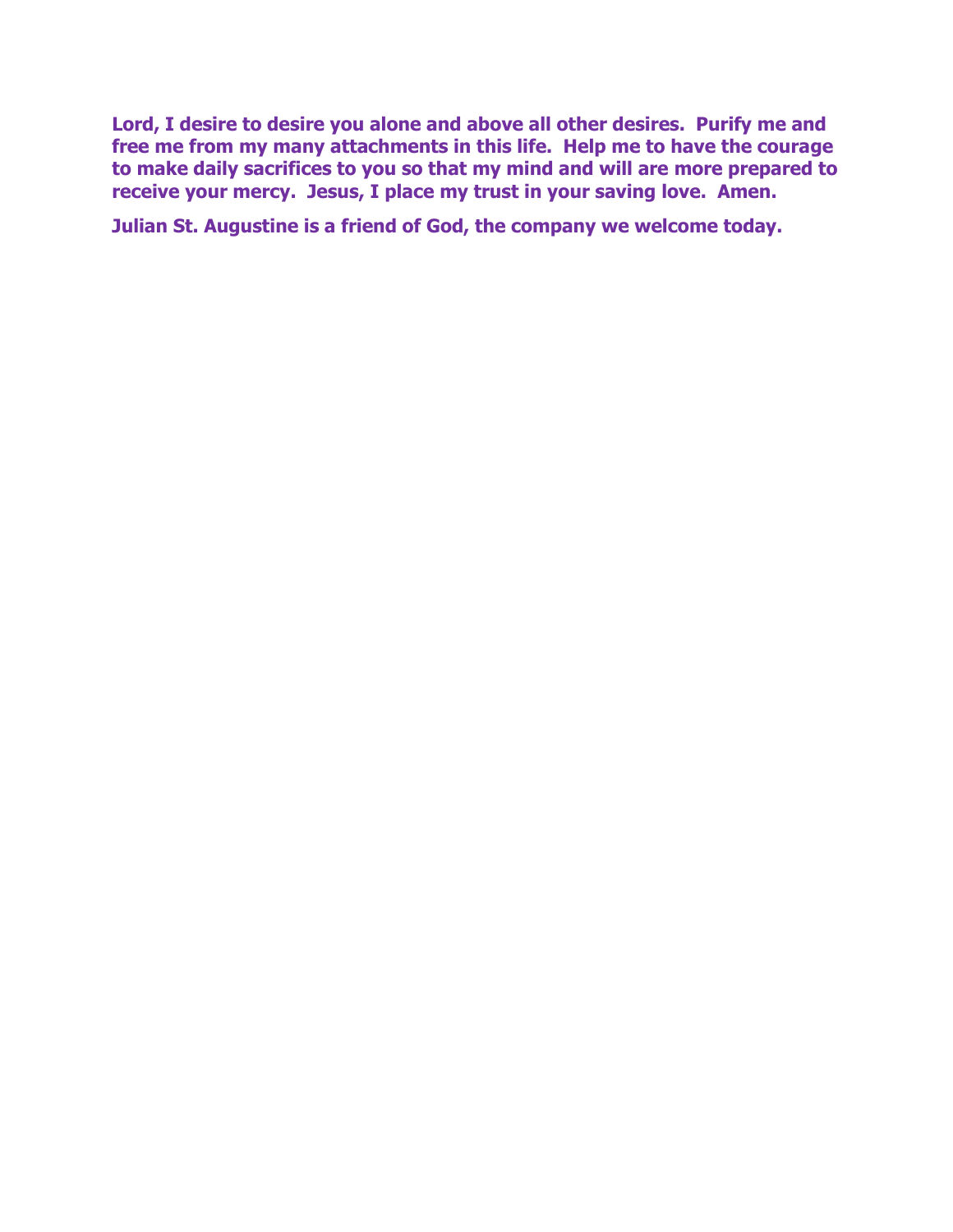**Lord, I desire to desire you alone and above all other desires. Purify me and free me from my many attachments in this life. Help me to have the courage to make daily sacrifices to you so that my mind and will are more prepared to receive your mercy. Jesus, I place my trust in your saving love. Amen.**

**Julian St. Augustine is a friend of God, the company we welcome today.**